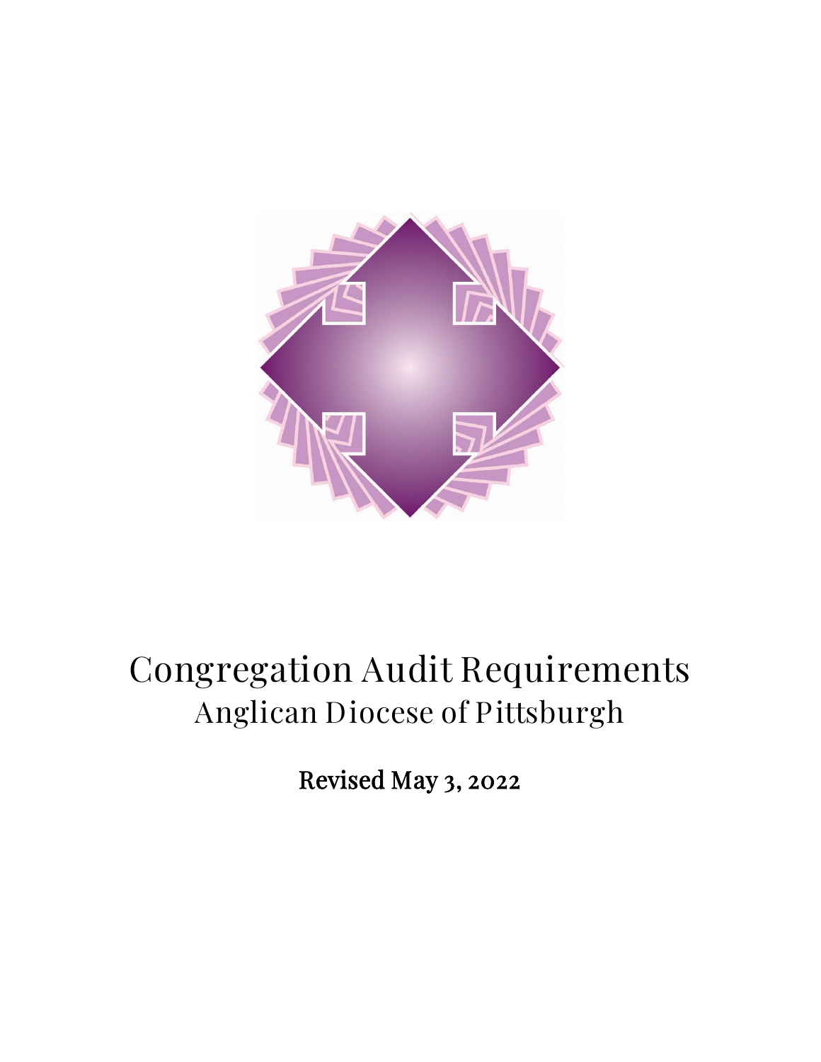# Congregation Audit Requirements

## Anglican Diocese of Pittsburgh

**Revised May 3, 2022**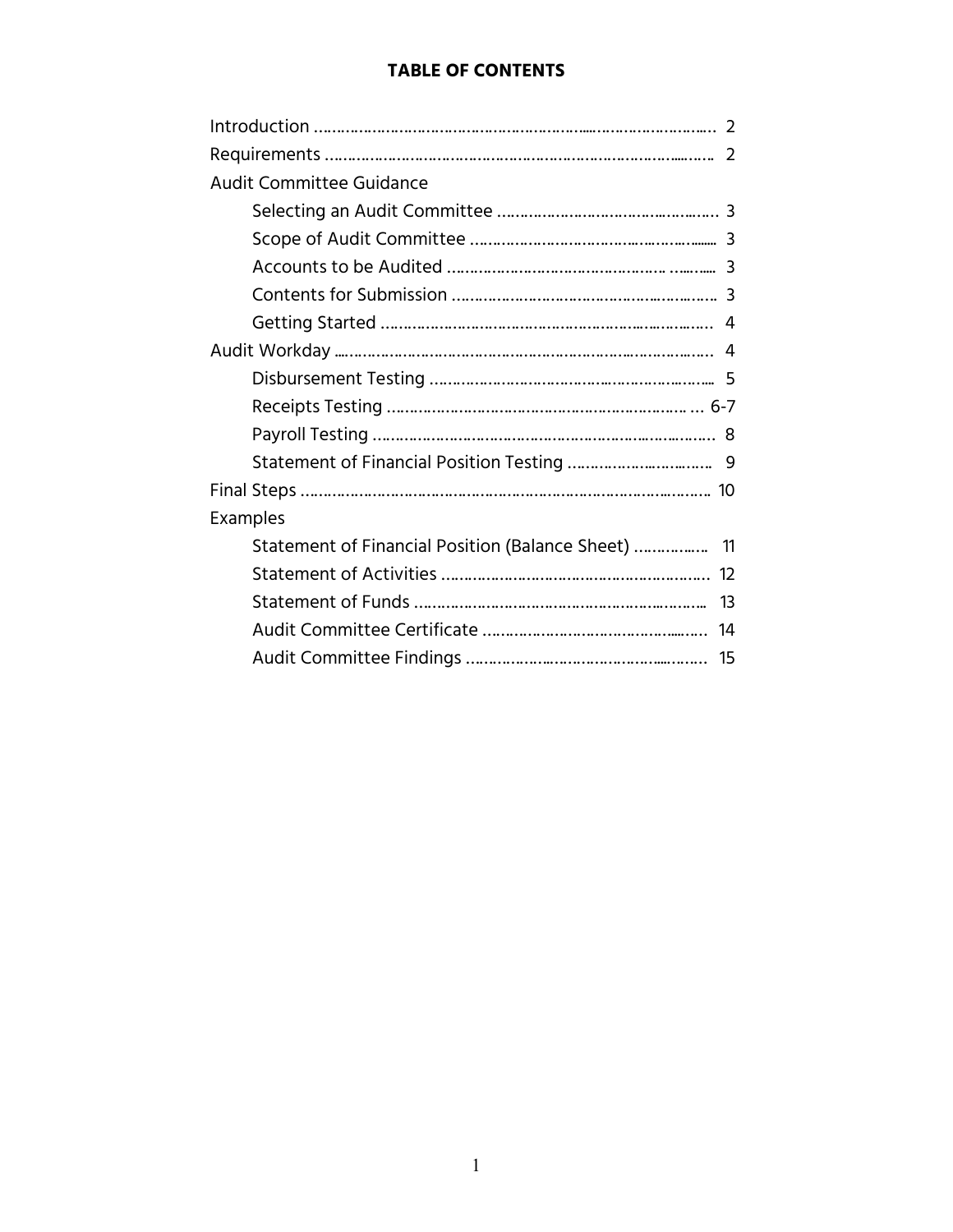# TABLE OF CONTENTS

- Introduction ........................................................................ 2
- Requirements ........................................................................ 2
- Audit Committee Guidance
  - Selecting an Audit Committee ........................................ 3
  - Scope of Audit Committee ............................................... 3
  - Accounts to be Audited ................................................... 3
  - Contents for Submission ................................................. 3
  - Getting Started ............................................................... 4
- Audit Workday ........................................................................ 4
  - Disbursement Testing ...................................................... 5
  - Receipts Testing ............................................................. 6-7
  - Payroll Testing ................................................................ 8
  - Statement of Financial Position Testing ............................ 9
- Final Steps ........................................................................ 10
- Examples
  - Statement of Financial Position (Balance Sheet) ................ 11
  - Statement of Activities ..................................................... 12
  - Statement of Funds .......................................................... 13
  - Audit Committee Certificate ............................................. 14
  - Audit Committee Findings ................................................ 15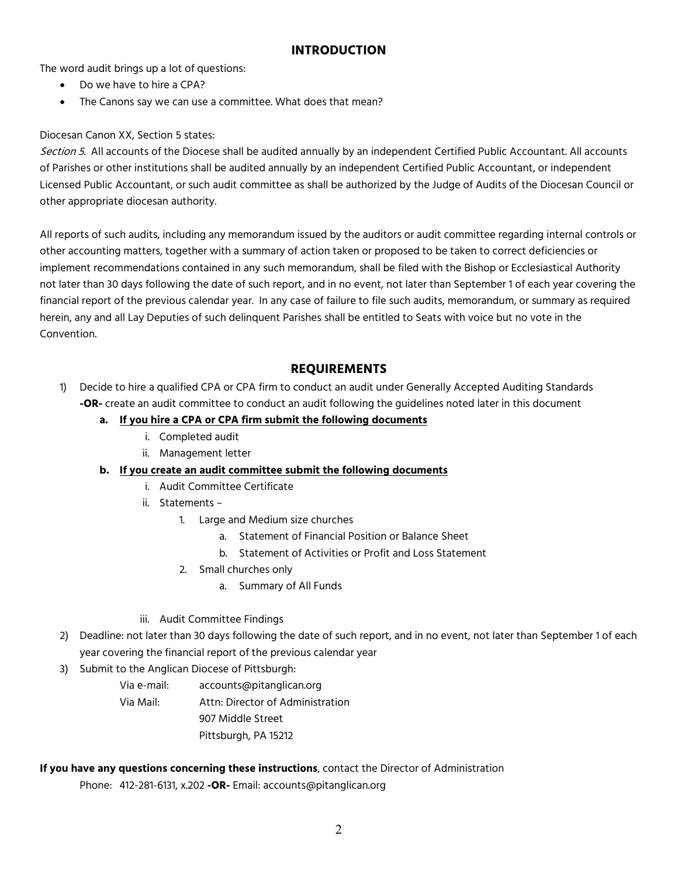## INTRODUCTION

The word audit brings up a lot of questions:

- Do we have to hire a CPA?
- The Canons say we can use a committee. What does that mean?

Diocesan Canon XX, Section 5 states:

*Section 5.* All accounts of the Diocese shall be audited annually by an independent Certified Public Accountant. All accounts of Parishes or other institutions shall be audited annually by an independent Certified Public Accountant, or independent Licensed Public Accountant, or such audit committee as shall be authorized by the Judge of Audits of the Diocesan Council or other appropriate diocesan authority.

All reports of such audits, including any memorandum issued by the auditors or audit committee regarding internal controls or other accounting matters, together with a summary of action taken or proposed to be taken to correct deficiencies or implement recommendations contained in any such memorandum, shall be filed with the Bishop or Ecclesiastical Authority not later than 30 days following the date of such report, and in no event, not later than September 1 of each year covering the financial report of the previous calendar year. In any case of failure to file such audits, memorandum, or summary as required herein, any and all Lay Deputies of such delinquent Parishes shall be entitled to Seats with voice but no vote in the Convention.

## REQUIREMENTS

1) Decide to hire a qualified CPA or CPA firm to conduct an audit under Generally Accepted Auditing Standards **-OR-** create an audit committee to conduct an audit following the guidelines noted later in this document
   a. **If you hire a CPA or CPA firm submit the following documents**
      i. Completed audit
      ii. Management letter
   b. **If you create an audit committee submit the following documents**
      i. Audit Committee Certificate
      ii. Statements –
         1. Large and Medium size churches
            a. Statement of Financial Position or Balance Sheet
            b. Statement of Activities or Profit and Loss Statement
         2. Small churches only
            a. Summary of All Funds
      iii. Audit Committee Findings
2) Deadline: not later than 30 days following the date of such report, and in no event, not later than September 1 of each year covering the financial report of the previous calendar year
3) Submit to the Anglican Diocese of Pittsburgh:

   Via e-mail: accounts@pitanglican.org

   Via Mail: Attn: Director of Administration
   907 Middle Street
   Pittsburgh, PA 15212

**If you have any questions concerning these instructions**, contact the Director of Administration

Phone: 412-281-6131, x.202 **-OR-** Email: accounts@pitanglican.org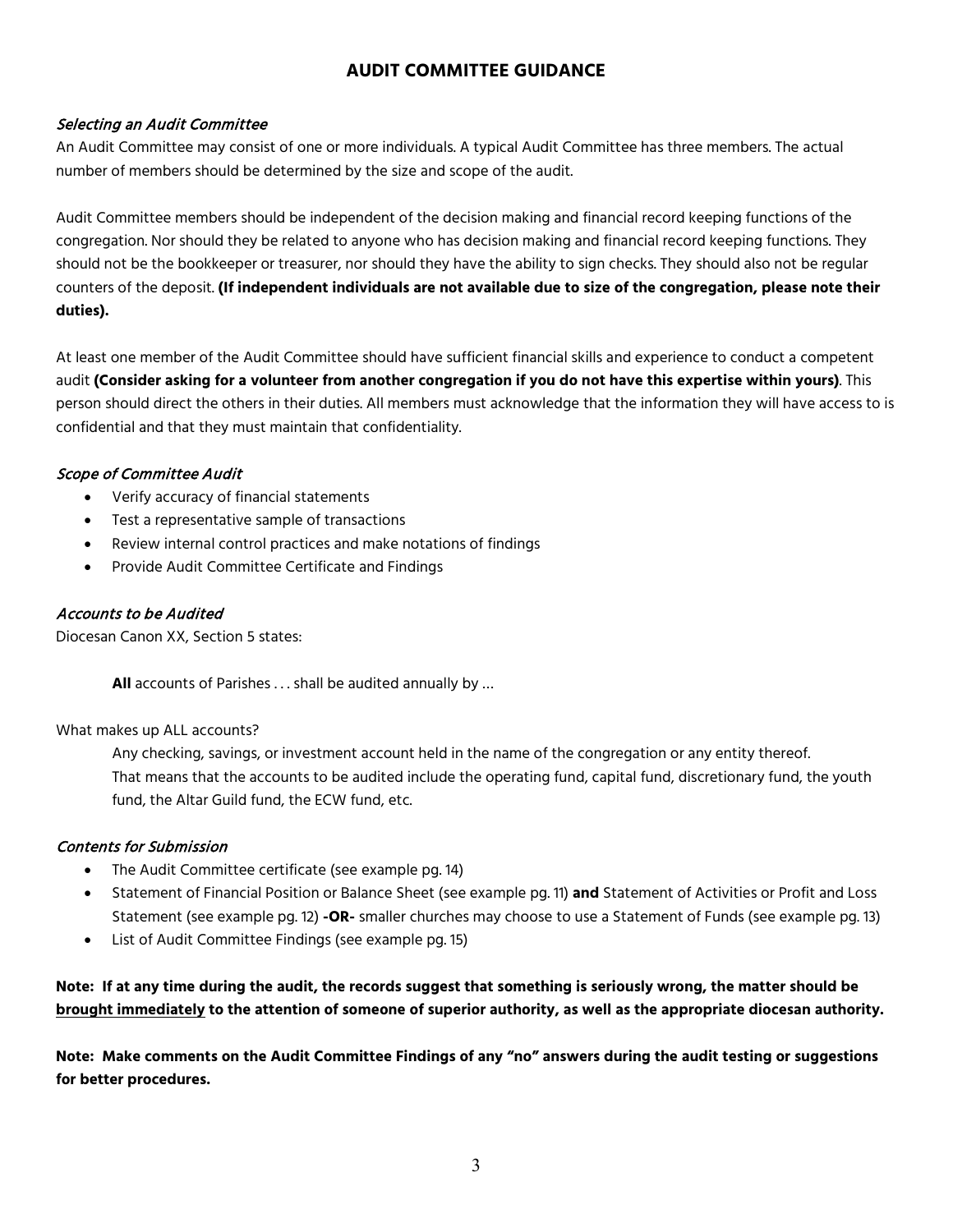## AUDIT COMMITTEE GUIDANCE

### *Selecting an Audit Committee*

An Audit Committee may consist of one or more individuals. A typical Audit Committee has three members. The actual number of members should be determined by the size and scope of the audit.

Audit Committee members should be independent of the decision making and financial record keeping functions of the congregation. Nor should they be related to anyone who has decision making and financial record keeping functions. They should not be the bookkeeper or treasurer, nor should they have the ability to sign checks. They should also not be regular counters of the deposit. **(If independent individuals are not available due to size of the congregation, please note their duties).**

At least one member of the Audit Committee should have sufficient financial skills and experience to conduct a competent audit **(Consider asking for a volunteer from another congregation if you do not have this expertise within yours)**. This person should direct the others in their duties. All members must acknowledge that the information they will have access to is confidential and that they must maintain that confidentiality.

### *Scope of Committee Audit*

- Verify accuracy of financial statements
- Test a representative sample of transactions
- Review internal control practices and make notations of findings
- Provide Audit Committee Certificate and Findings

### *Accounts to be Audited*

Diocesan Canon XX, Section 5 states:

> **All** accounts of Parishes . . . shall be audited annually by …

What makes up ALL accounts?

> Any checking, savings, or investment account held in the name of the congregation or any entity thereof. That means that the accounts to be audited include the operating fund, capital fund, discretionary fund, the youth fund, the Altar Guild fund, the ECW fund, etc.

### *Contents for Submission*

- The Audit Committee certificate (see example pg. 14)
- Statement of Financial Position or Balance Sheet (see example pg. 11) **and** Statement of Activities or Profit and Loss Statement (see example pg. 12) **-OR-** smaller churches may choose to use a Statement of Funds (see example pg. 13)
- List of Audit Committee Findings (see example pg. 15)

**Note: If at any time during the audit, the records suggest that something is seriously wrong, the matter should be <u>brought immediately</u> to the attention of someone of superior authority, as well as the appropriate diocesan authority.**

**Note: Make comments on the Audit Committee Findings of any "no" answers during the audit testing or suggestions for better procedures.**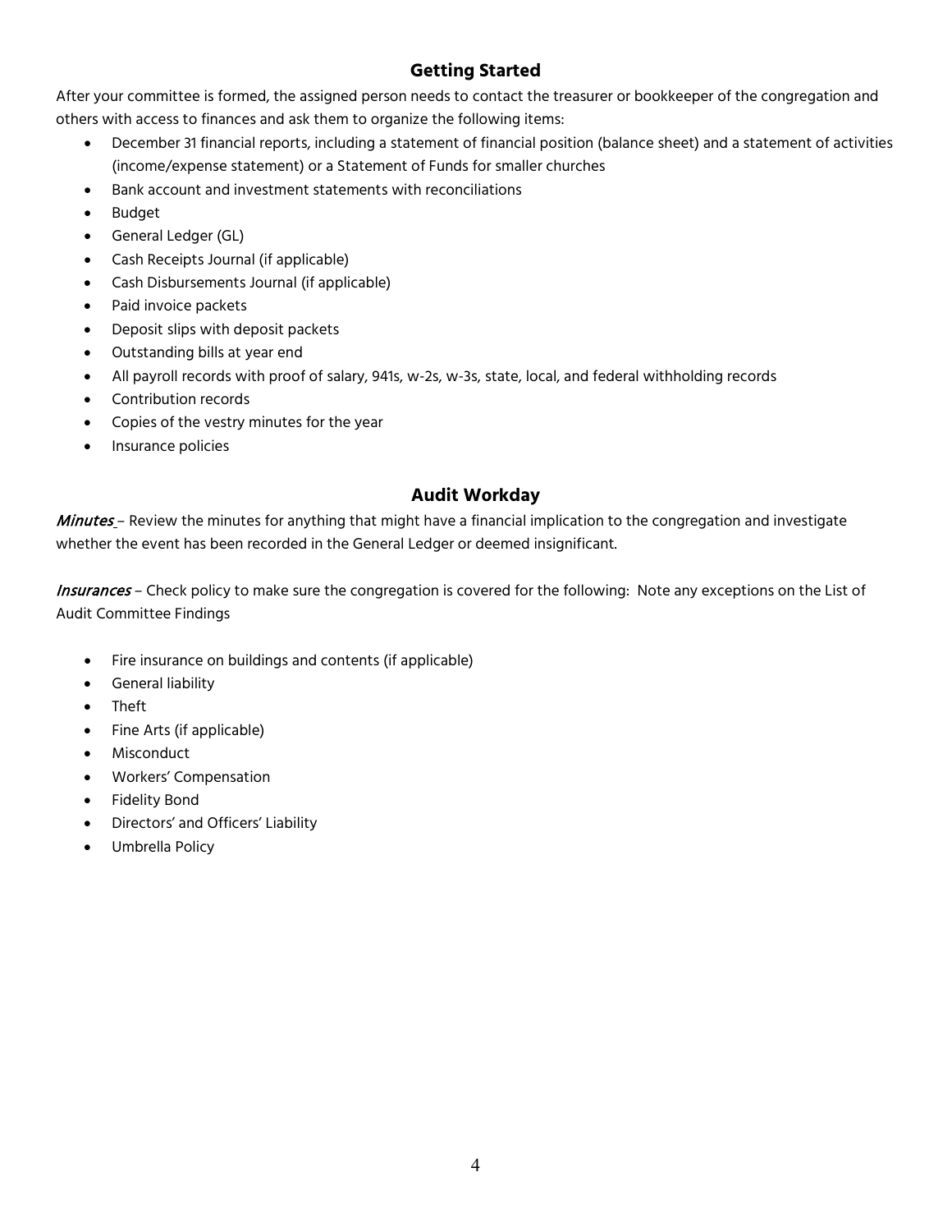## Getting Started

After your committee is formed, the assigned person needs to contact the treasurer or bookkeeper of the congregation and others with access to finances and ask them to organize the following items:

- December 31 financial reports, including a statement of financial position (balance sheet) and a statement of activities (income/expense statement) or a Statement of Funds for smaller churches
- Bank account and investment statements with reconciliations
- Budget
- General Ledger (GL)
- Cash Receipts Journal (if applicable)
- Cash Disbursements Journal (if applicable)
- Paid invoice packets
- Deposit slips with deposit packets
- Outstanding bills at year end
- All payroll records with proof of salary, 941s, w-2s, w-3s, state, local, and federal withholding records
- Contribution records
- Copies of the vestry minutes for the year
- Insurance policies

## Audit Workday

***Minutes*** – Review the minutes for anything that might have a financial implication to the congregation and investigate whether the event has been recorded in the General Ledger or deemed insignificant.

***Insurances*** – Check policy to make sure the congregation is covered for the following: Note any exceptions on the List of Audit Committee Findings

- Fire insurance on buildings and contents (if applicable)
- General liability
- Theft
- Fine Arts (if applicable)
- Misconduct
- Workers' Compensation
- Fidelity Bond
- Directors' and Officers' Liability
- Umbrella Policy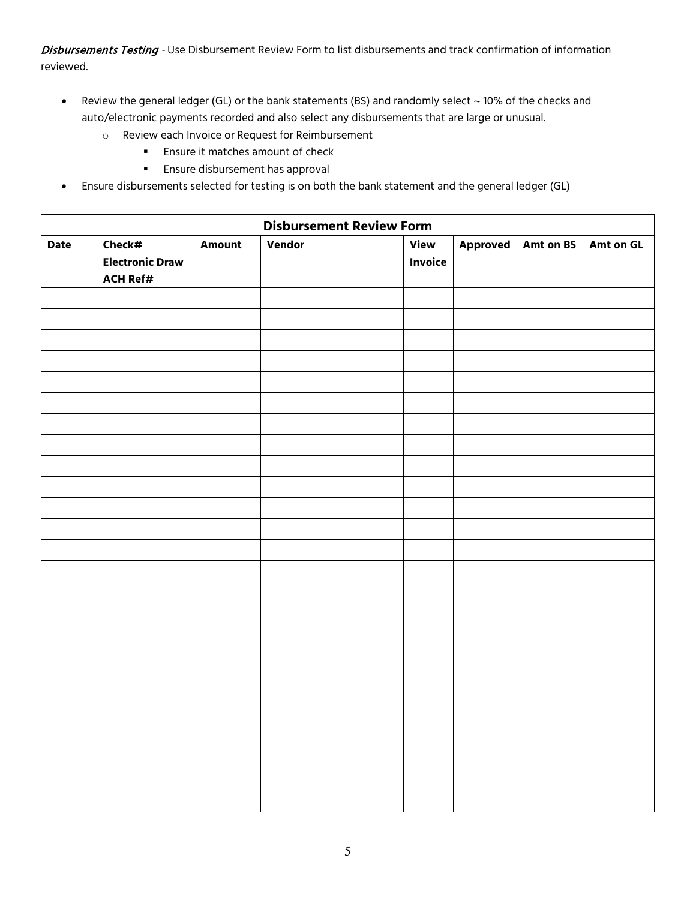*Disbursements Testing* - Use Disbursement Review Form to list disbursements and track confirmation of information reviewed.

- Review the general ledger (GL) or the bank statements (BS) and randomly select ~ 10% of the checks and auto/electronic payments recorded and also select any disbursements that are large or unusual.
  - Review each Invoice or Request for Reimbursement
    - Ensure it matches amount of check
    - Ensure disbursement has approval
- Ensure disbursements selected for testing is on both the bank statement and the general ledger (GL)

**Disbursement Review Form**

| Date | Check# Electronic Draw ACH Ref# | Amount | Vendor | View Invoice | Approved | Amt on BS | Amt on GL |
|---|---|---|---|---|---|---|---|
| | | | | | | | |
| | | | | | | | |
| | | | | | | | |
| | | | | | | | |
| | | | | | | | |
| | | | | | | | |
| | | | | | | | |
| | | | | | | | |
| | | | | | | | |
| | | | | | | | |
| | | | | | | | |
| | | | | | | | |
| | | | | | | | |
| | | | | | | | |
| | | | | | | | |
| | | | | | | | |
| | | | | | | | |
| | | | | | | | |
| | | | | | | | |
| | | | | | | | |
| | | | | | | | |
| | | | | | | | |
| | | | | | | | |
| | | | | | | | |
| | | | | | | | |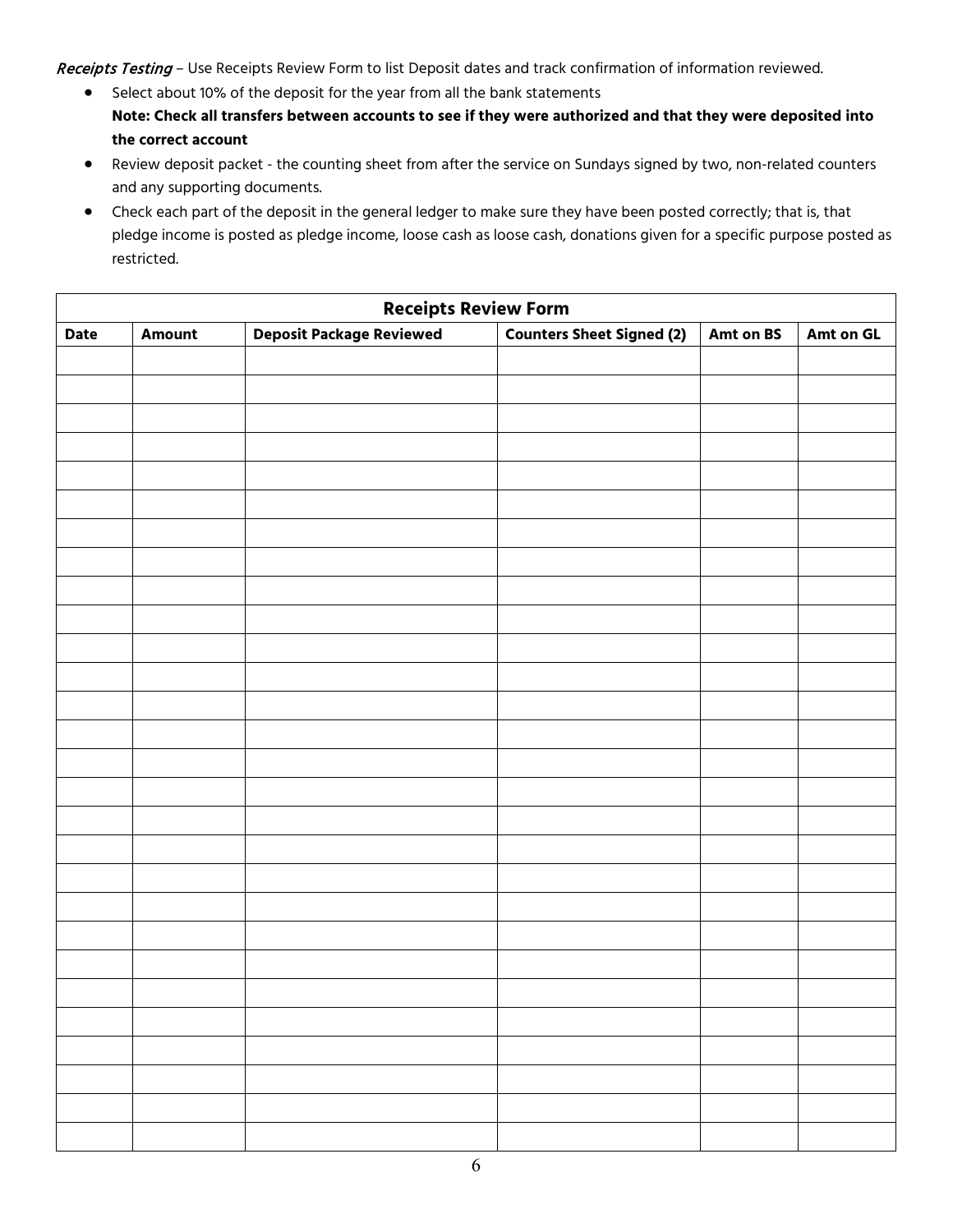*Receipts Testing* – Use Receipts Review Form to list Deposit dates and track confirmation of information reviewed.

- Select about 10% of the deposit for the year from all the bank statements
  **Note: Check all transfers between accounts to see if they were authorized and that they were deposited into the correct account**
- Review deposit packet - the counting sheet from after the service on Sundays signed by two, non-related counters and any supporting documents.
- Check each part of the deposit in the general ledger to make sure they have been posted correctly; that is, that pledge income is posted as pledge income, loose cash as loose cash, donations given for a specific purpose posted as restricted.

| Receipts Review Form | | | | | |
|---|---|---|---|---|---|
| **Date** | **Amount** | **Deposit Package Reviewed** | **Counters Sheet Signed (2)** | **Amt on BS** | **Amt on GL** |
| | | | | | |
| | | | | | |
| | | | | | |
| | | | | | |
| | | | | | |
| | | | | | |
| | | | | | |
| | | | | | |
| | | | | | |
| | | | | | |
| | | | | | |
| | | | | | |
| | | | | | |
| | | | | | |
| | | | | | |
| | | | | | |
| | | | | | |
| | | | | | |
| | | | | | |
| | | | | | |
| | | | | | |
| | | | | | |
| | | | | | |
| | | | | | |
| | | | | | |
| | | | | | |
| | | | | | |
| | | | | | |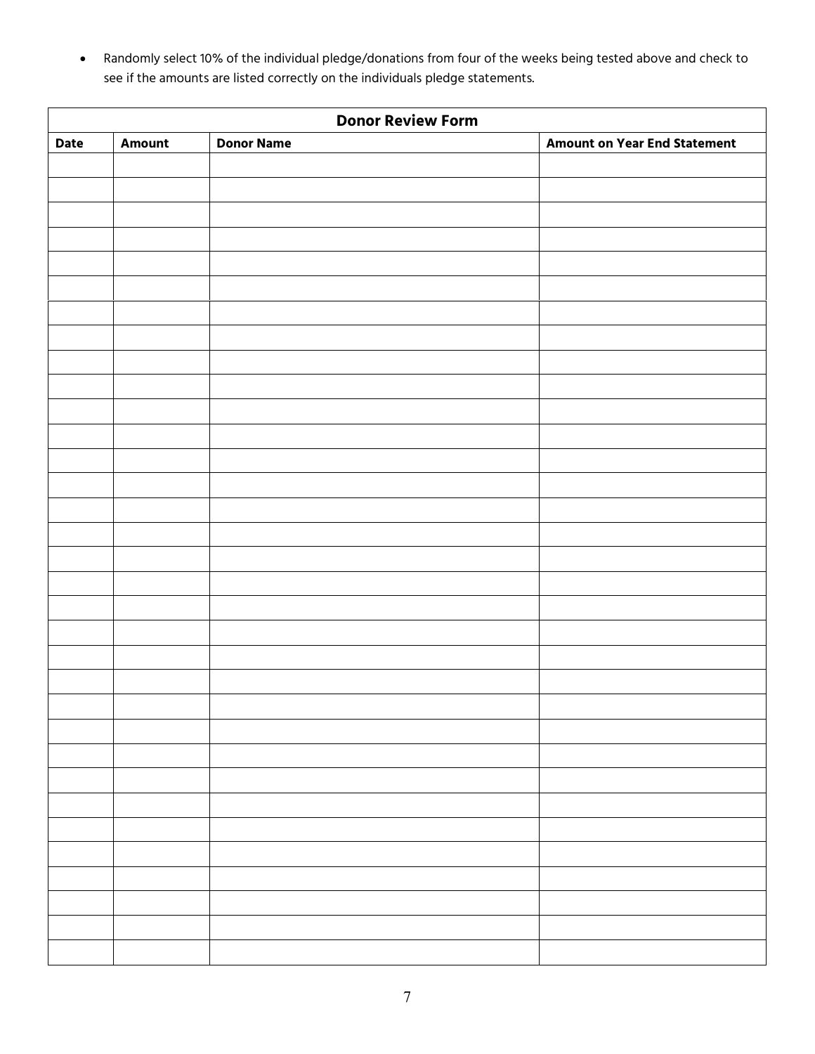- Randomly select 10% of the individual pledge/donations from four of the weeks being tested above and check to see if the amounts are listed correctly on the individuals pledge statements.

| **Donor Review Form** | | | |
|---|---|---|---|
| **Date** | **Amount** | **Donor Name** | **Amount on Year End Statement** |
| | | | |
| | | | |
| | | | |
| | | | |
| | | | |
| | | | |
| | | | |
| | | | |
| | | | |
| | | | |
| | | | |
| | | | |
| | | | |
| | | | |
| | | | |
| | | | |
| | | | |
| | | | |
| | | | |
| | | | |
| | | | |
| | | | |
| | | | |
| | | | |
| | | | |
| | | | |
| | | | |
| | | | |
| | | | |
| | | | |
| | | | |
| | | | |
| | | | |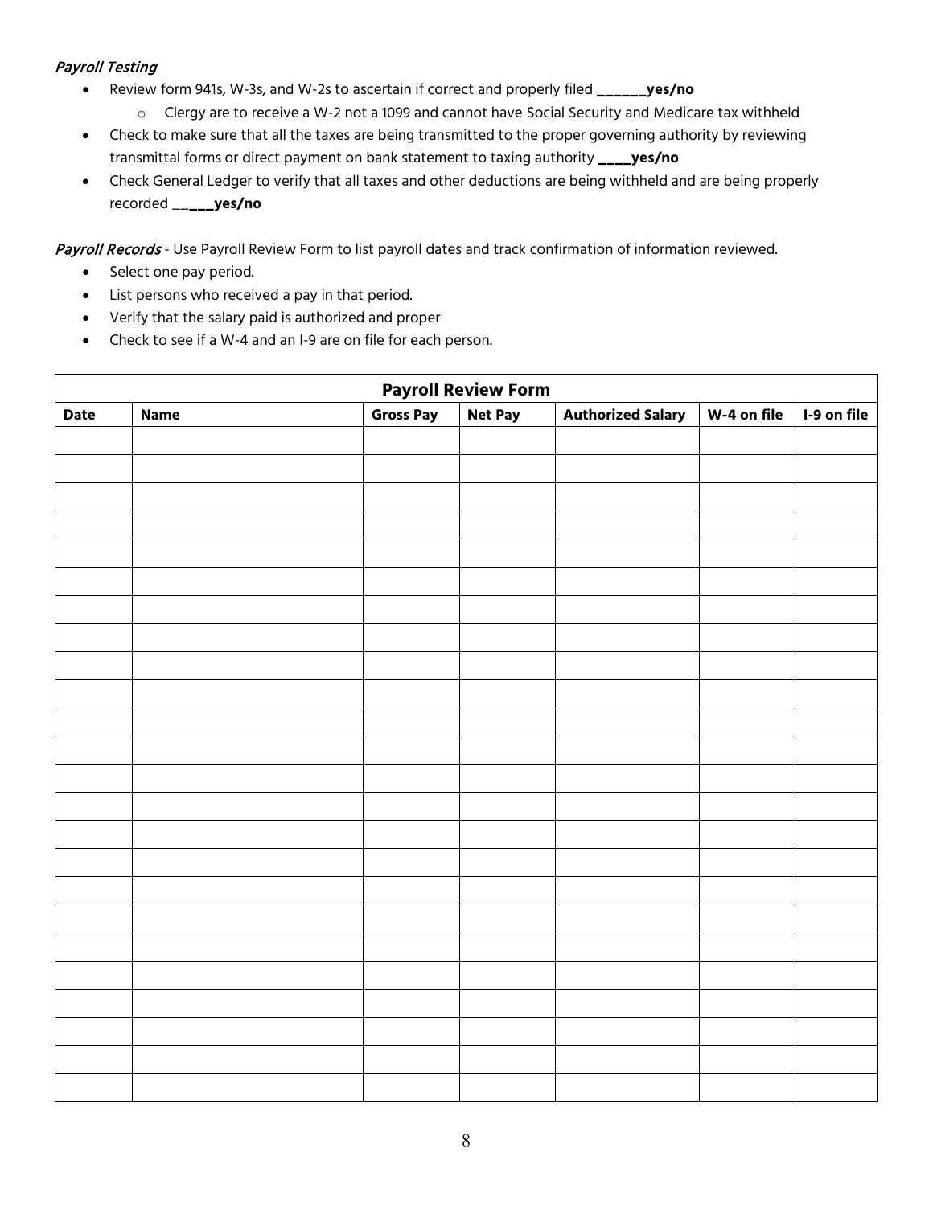*Payroll Testing*

- Review form 941s, W-3s, and W-2s to ascertain if correct and properly filed **______yes/no**
  - Clergy are to receive a W-2 not a 1099 and cannot have Social Security and Medicare tax withheld
- Check to make sure that all the taxes are being transmitted to the proper governing authority by reviewing transmittal forms or direct payment on bank statement to taxing authority **____yes/no**
- Check General Ledger to verify that all taxes and other deductions are being withheld and are being properly recorded __**___yes/no**

***Payroll Records*** - Use Payroll Review Form to list payroll dates and track confirmation of information reviewed.

- Select one pay period.
- List persons who received a pay in that period.
- Verify that the salary paid is authorized and proper
- Check to see if a W-4 and an I-9 are on file for each person.

**Payroll Review Form**

| Date | Name | Gross Pay | Net Pay | Authorized Salary | W-4 on file | I-9 on file |
|---|---|---|---|---|---|---|
| | | | | | | |
| | | | | | | |
| | | | | | | |
| | | | | | | |
| | | | | | | |
| | | | | | | |
| | | | | | | |
| | | | | | | |
| | | | | | | |
| | | | | | | |
| | | | | | | |
| | | | | | | |
| | | | | | | |
| | | | | | | |
| | | | | | | |
| | | | | | | |
| | | | | | | |
| | | | | | | |
| | | | | | | |
| | | | | | | |
| | | | | | | |
| | | | | | | |
| | | | | | | |
| | | | | | | |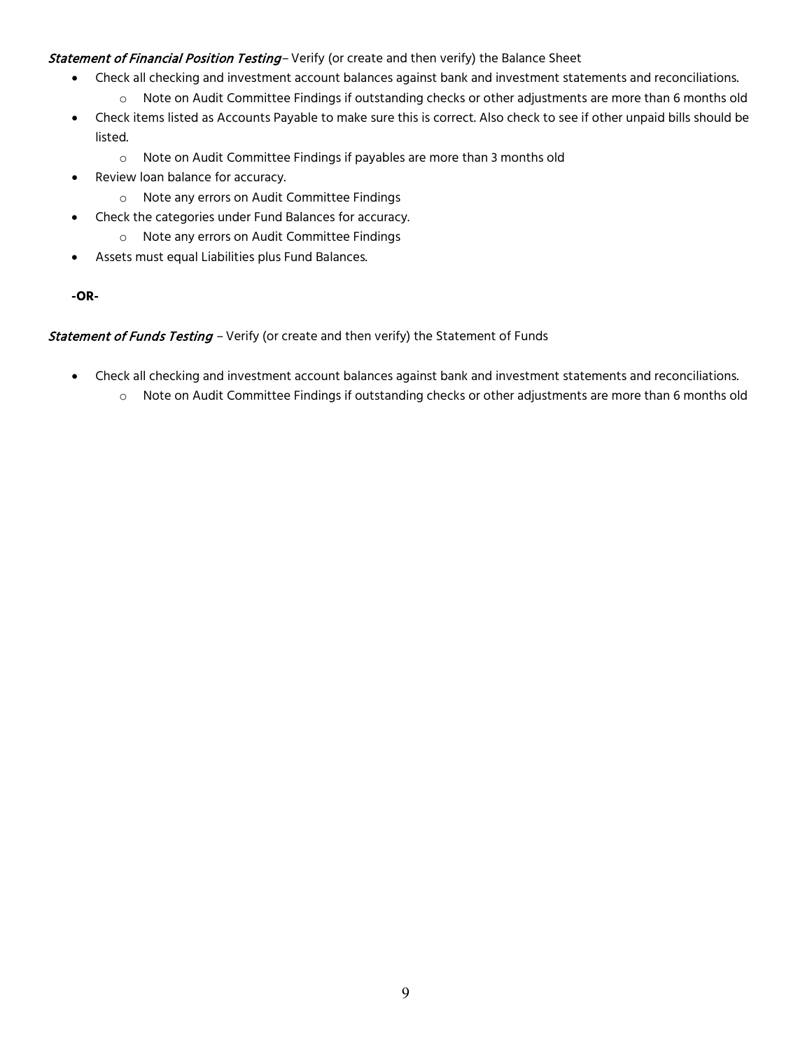*Statement of Financial Position Testing* – Verify (or create and then verify) the Balance Sheet

- Check all checking and investment account balances against bank and investment statements and reconciliations.
  - Note on Audit Committee Findings if outstanding checks or other adjustments are more than 6 months old
- Check items listed as Accounts Payable to make sure this is correct. Also check to see if other unpaid bills should be listed.
  - Note on Audit Committee Findings if payables are more than 3 months old
- Review loan balance for accuracy.
  - Note any errors on Audit Committee Findings
- Check the categories under Fund Balances for accuracy.
  - Note any errors on Audit Committee Findings
- Assets must equal Liabilities plus Fund Balances.

**-OR-**

*Statement of Funds Testing* – Verify (or create and then verify) the Statement of Funds

- Check all checking and investment account balances against bank and investment statements and reconciliations.
  - Note on Audit Committee Findings if outstanding checks or other adjustments are more than 6 months old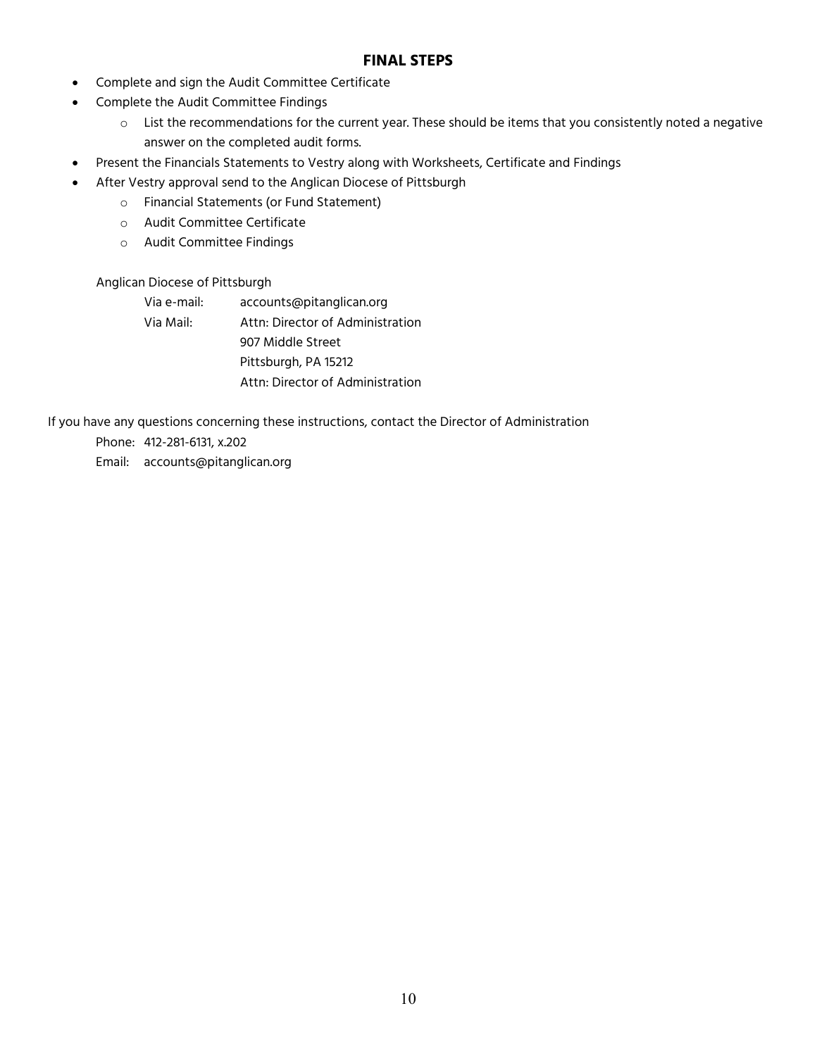## FINAL STEPS

- Complete and sign the Audit Committee Certificate
- Complete the Audit Committee Findings
  - List the recommendations for the current year. These should be items that you consistently noted a negative answer on the completed audit forms.
- Present the Financials Statements to Vestry along with Worksheets, Certificate and Findings
- After Vestry approval send to the Anglican Diocese of Pittsburgh
  - Financial Statements (or Fund Statement)
  - Audit Committee Certificate
  - Audit Committee Findings

Anglican Diocese of Pittsburgh

Via e-mail: accounts@pitanglican.org

Via Mail: Attn: Director of Administration
907 Middle Street
Pittsburgh, PA 15212
Attn: Director of Administration

If you have any questions concerning these instructions, contact the Director of Administration

Phone: 412-281-6131, x.202

Email: accounts@pitanglican.org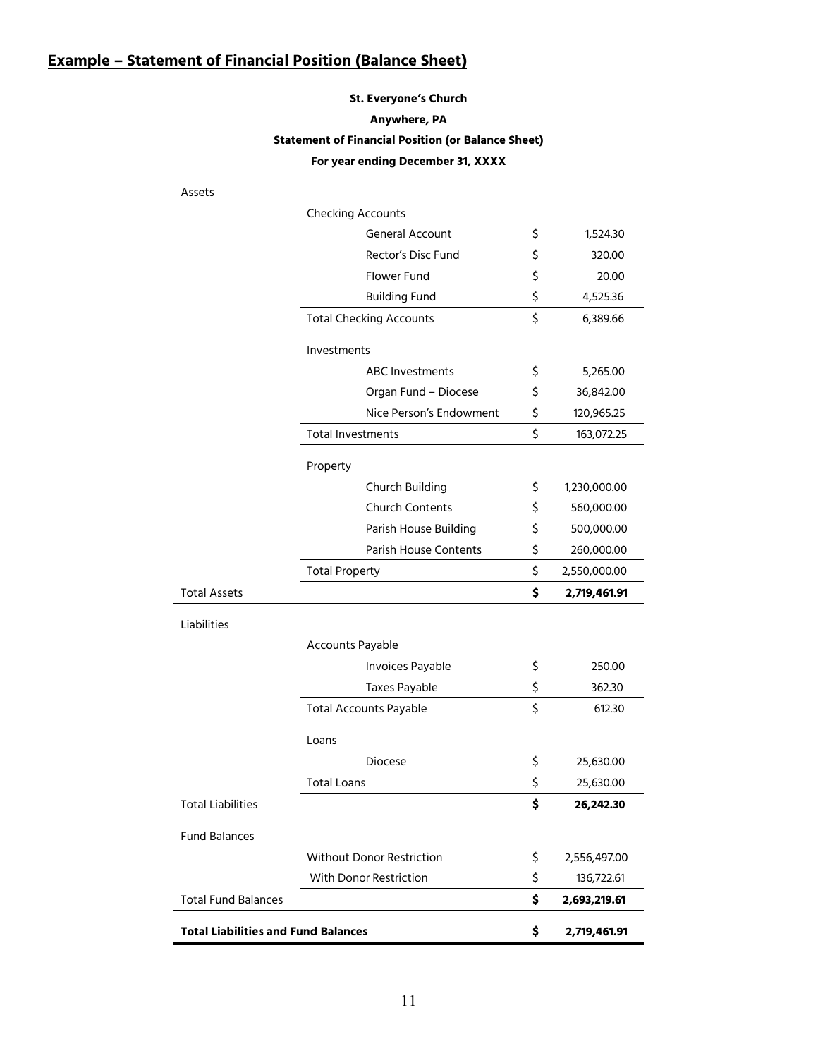## Example – Statement of Financial Position (Balance Sheet)

**St. Everyone's Church**

**Anywhere, PA**

**Statement of Financial Position (or Balance Sheet)**

**For year ending December 31, XXXX**

| | | | | |
|---|---|---|---|---|
| Assets | | | | |
| | Checking Accounts | | | |
| | | General Account | $ | 1,524.30 |
| | | Rector's Disc Fund | $ | 320.00 |
| | | Flower Fund | $ | 20.00 |
| | | Building Fund | $ | 4,525.36 |
| | Total Checking Accounts | | $ | 6,389.66 |
| | Investments | | | |
| | | ABC Investments | $ | 5,265.00 |
| | | Organ Fund – Diocese | $ | 36,842.00 |
| | | Nice Person's Endowment | $ | 120,965.25 |
| | Total Investments | | $ | 163,072.25 |
| | Property | | | |
| | | Church Building | $ | 1,230,000.00 |
| | | Church Contents | $ | 560,000.00 |
| | | Parish House Building | $ | 500,000.00 |
| | | Parish House Contents | $ | 260,000.00 |
| | Total Property | | $ | 2,550,000.00 |
| Total Assets | | | **$** | **2,719,461.91** |
| Liabilities | | | | |
| | Accounts Payable | | | |
| | | Invoices Payable | $ | 250.00 |
| | | Taxes Payable | $ | 362.30 |
| | Total Accounts Payable | | $ | 612.30 |
| | Loans | | | |
| | | Diocese | $ | 25,630.00 |
| | Total Loans | | $ | 25,630.00 |
| Total Liabilities | | | **$** | **26,242.30** |
| Fund Balances | | | | |
| | Without Donor Restriction | | $ | 2,556,497.00 |
| | With Donor Restriction | | $ | 136,722.61 |
| Total Fund Balances | | | **$** | **2,693,219.61** |
| **Total Liabilities and Fund Balances** | | | **$** | **2,719,461.91** |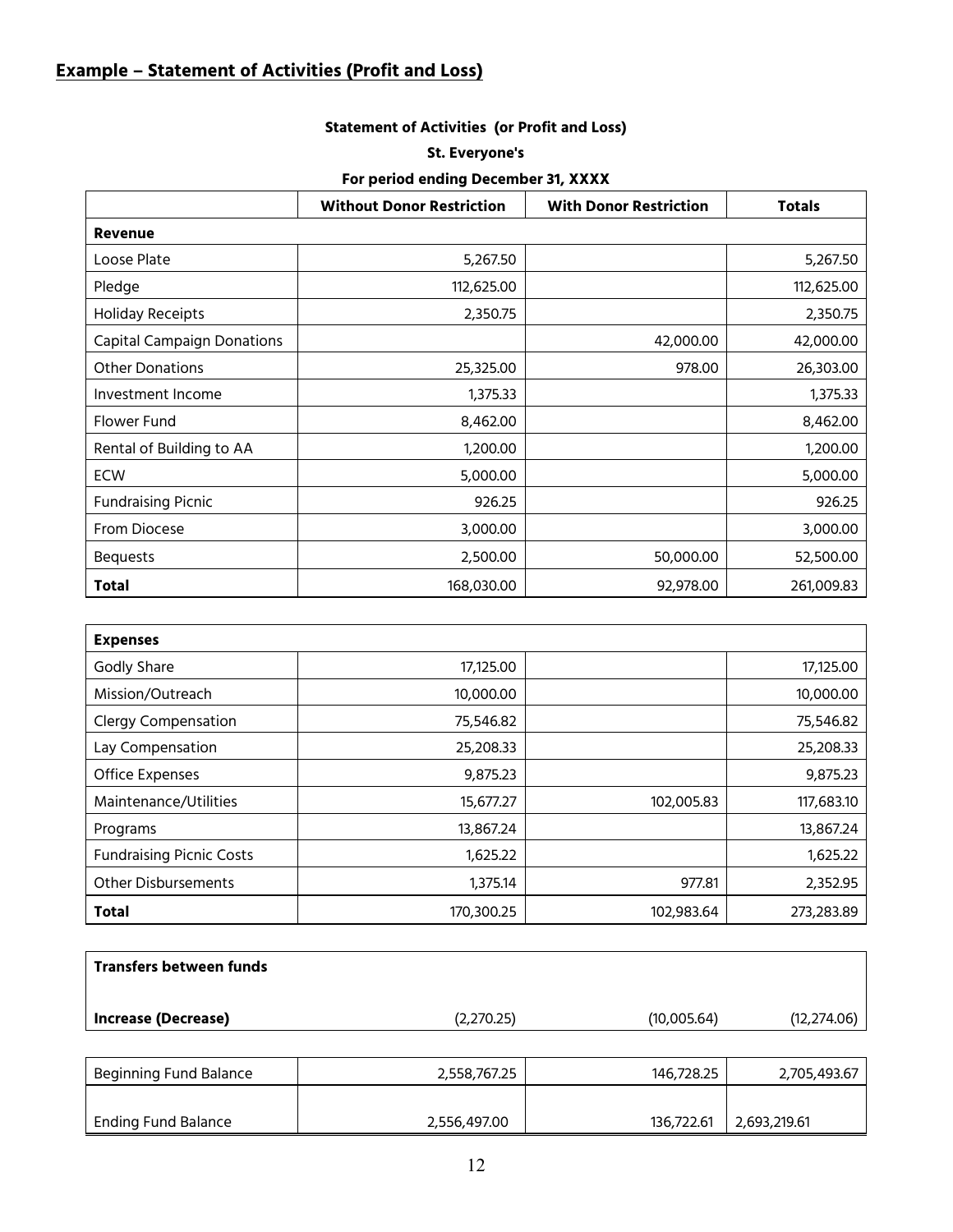## Example – Statement of Activities (Profit and Loss)

**Statement of Activities (or Profit and Loss)**

**St. Everyone's**

**For period ending December 31, XXXX**

| | Without Donor Restriction | With Donor Restriction | Totals |
|---|---|---|---|
| **Revenue** | | | |
| Loose Plate | 5,267.50 | | 5,267.50 |
| Pledge | 112,625.00 | | 112,625.00 |
| Holiday Receipts | 2,350.75 | | 2,350.75 |
| Capital Campaign Donations | | 42,000.00 | 42,000.00 |
| Other Donations | 25,325.00 | 978.00 | 26,303.00 |
| Investment Income | 1,375.33 | | 1,375.33 |
| Flower Fund | 8,462.00 | | 8,462.00 |
| Rental of Building to AA | 1,200.00 | | 1,200.00 |
| ECW | 5,000.00 | | 5,000.00 |
| Fundraising Picnic | 926.25 | | 926.25 |
| From Diocese | 3,000.00 | | 3,000.00 |
| Bequests | 2,500.00 | 50,000.00 | 52,500.00 |
| **Total** | 168,030.00 | 92,978.00 | 261,009.83 |
| **Expenses** | | | |
| Godly Share | 17,125.00 | | 17,125.00 |
| Mission/Outreach | 10,000.00 | | 10,000.00 |
| Clergy Compensation | 75,546.82 | | 75,546.82 |
| Lay Compensation | 25,208.33 | | 25,208.33 |
| Office Expenses | 9,875.23 | | 9,875.23 |
| Maintenance/Utilities | 15,677.27 | 102,005.83 | 117,683.10 |
| Programs | 13,867.24 | | 13,867.24 |
| Fundraising Picnic Costs | 1,625.22 | | 1,625.22 |
| Other Disbursements | 1,375.14 | 977.81 | 2,352.95 |
| **Total** | 170,300.25 | 102,983.64 | 273,283.89 |
| **Transfers between funds** | | | |
| **Increase (Decrease)** | (2,270.25) | (10,005.64) | (12,274.06) |
| Beginning Fund Balance | 2,558,767.25 | 146,728.25 | 2,705,493.67 |
| Ending Fund Balance | 2,556,497.00 | 136,722.61 | 2,693,219.61 |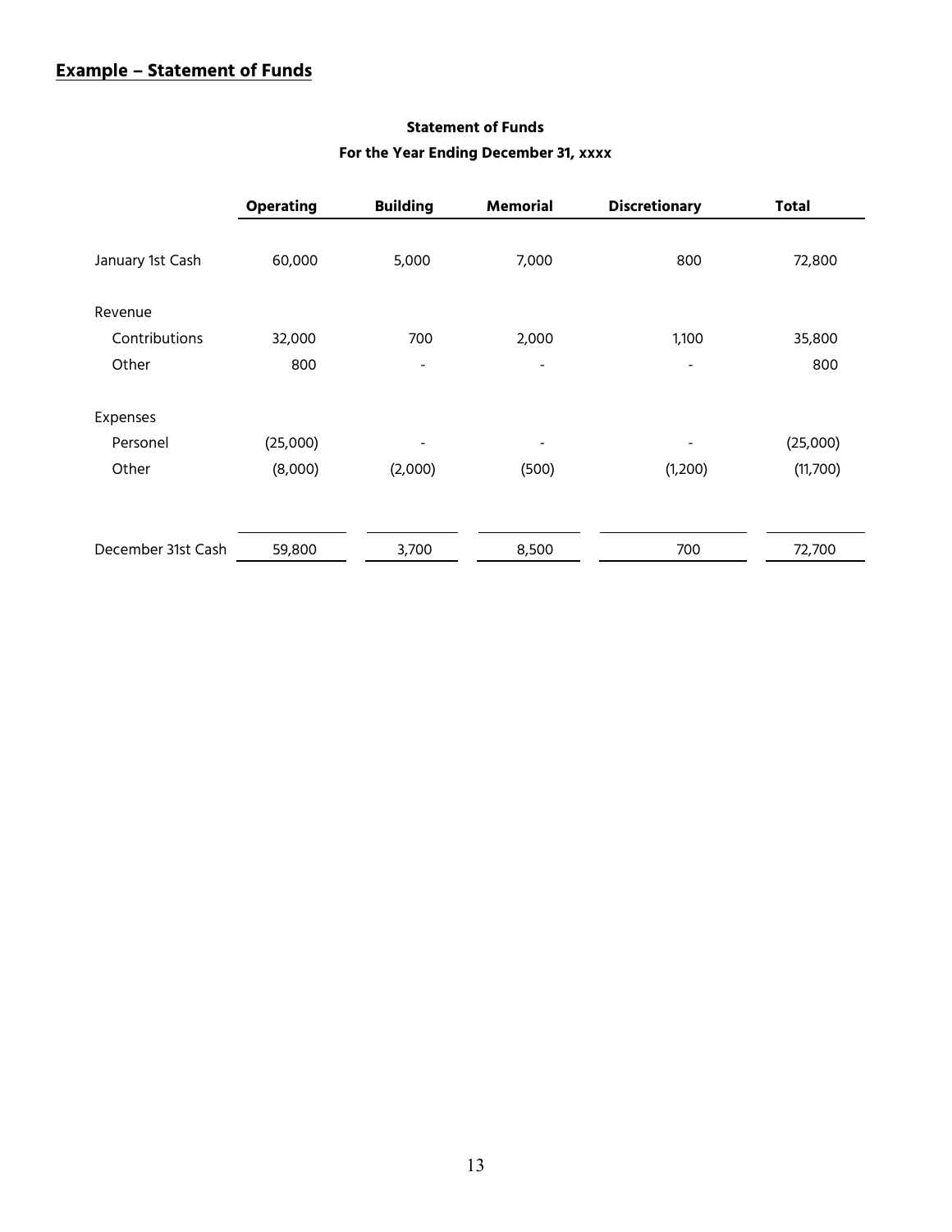## Example – Statement of Funds

**Statement of Funds**

**For the Year Ending December 31, xxxx**

| | Operating | Building | Memorial | Discretionary | Total |
|---|---|---|---|---|---|
| January 1st Cash | 60,000 | 5,000 | 7,000 | 800 | 72,800 |
| Revenue | | | | | |
| Contributions | 32,000 | 700 | 2,000 | 1,100 | 35,800 |
| Other | 800 | - | - | - | 800 |
| Expenses | | | | | |
| Personel | (25,000) | - | - | - | (25,000) |
| Other | (8,000) | (2,000) | (500) | (1,200) | (11,700) |
| December 31st Cash | 59,800 | 3,700 | 8,500 | 700 | 72,700 |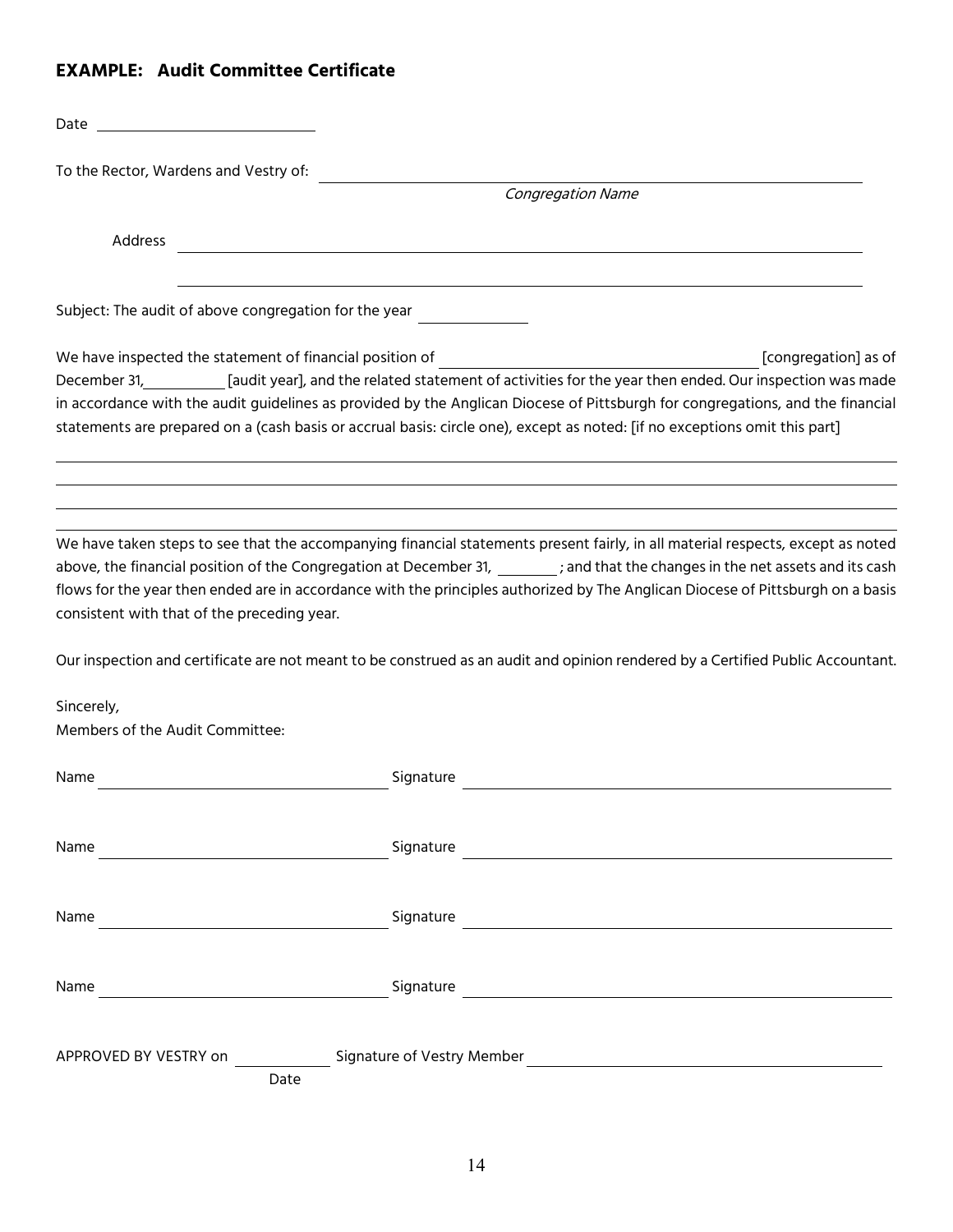**EXAMPLE: Audit Committee Certificate**

Date ______________________

To the Rector, Wardens and Vestry of: ______________________________________________

*Congregation Name*

Address ______________________________________________

______________________________________________

Subject: The audit of above congregation for the year __________

We have inspected the statement of financial position of ______________________________ [congregation] as of December 31, ________ [audit year], and the related statement of activities for the year then ended. Our inspection was made in accordance with the audit guidelines as provided by the Anglican Diocese of Pittsburgh for congregations, and the financial statements are prepared on a (cash basis or accrual basis: circle one), except as noted: [if no exceptions omit this part]

______________________________________________

______________________________________________

______________________________________________

______________________________________________

We have taken steps to see that the accompanying financial statements present fairly, in all material respects, except as noted above, the financial position of the Congregation at December 31, ______ ; and that the changes in the net assets and its cash flows for the year then ended are in accordance with the principles authorized by The Anglican Diocese of Pittsburgh on a basis consistent with that of the preceding year.

Our inspection and certificate are not meant to be construed as an audit and opinion rendered by a Certified Public Accountant.

Sincerely,
Members of the Audit Committee:

Name ______________________ Signature ______________________________

Name ______________________ Signature ______________________________

Name ______________________ Signature ______________________________

Name ______________________ Signature ______________________________

APPROVED BY VESTRY on __________ Signature of Vestry Member ______________________________
Date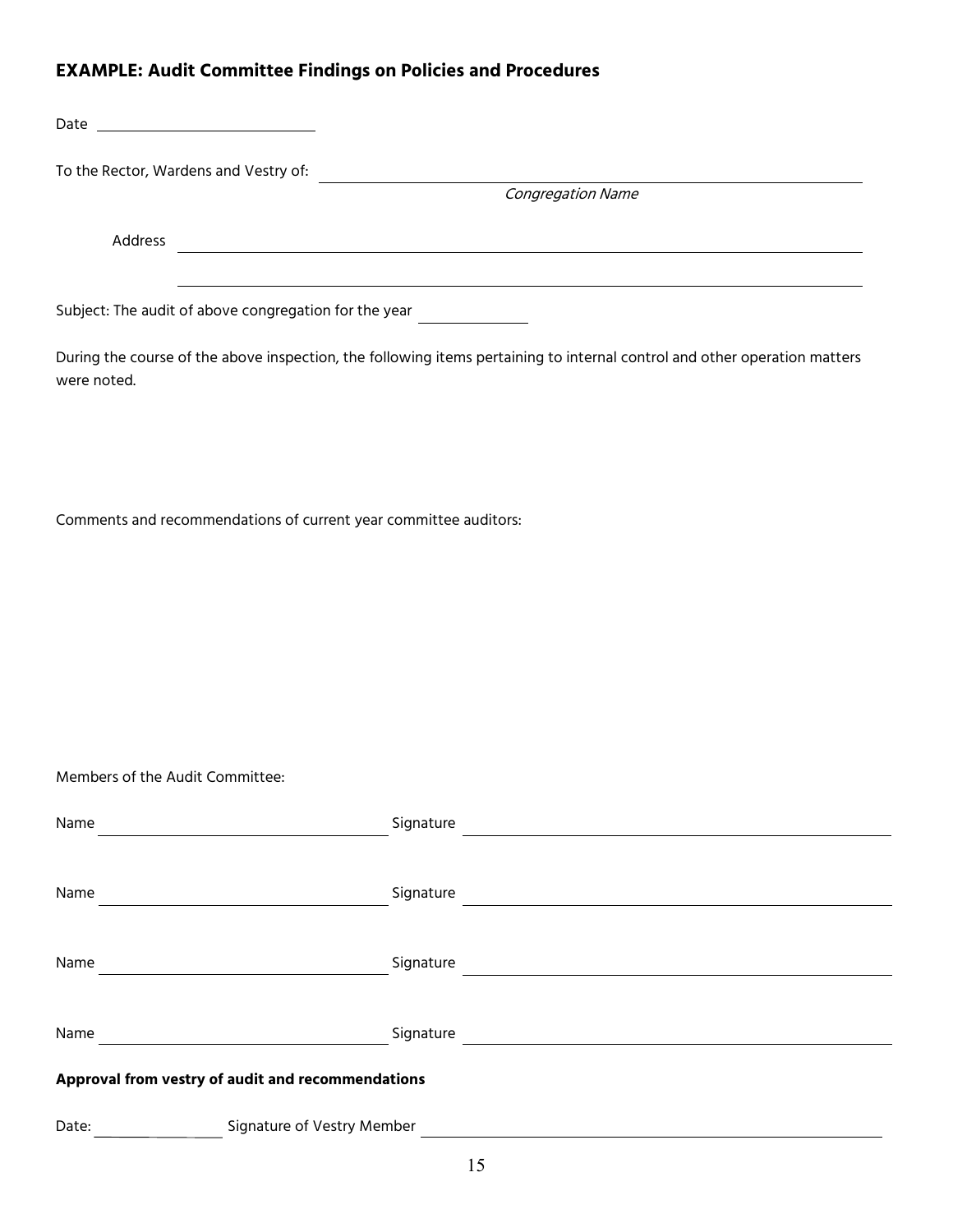## EXAMPLE: Audit Committee Findings on Policies and Procedures

Date \_\_\_\_\_\_\_\_\_\_\_\_\_\_\_\_\_\_\_\_\_\_\_\_\_\_

To the Rector, Wardens and Vestry of: \_\_\_\_\_\_\_\_\_\_\_\_\_\_\_\_\_\_\_\_\_\_\_\_\_\_\_\_\_\_\_\_\_\_\_\_\_\_\_\_

*Congregation Name*

Address \_\_\_\_\_\_\_\_\_\_\_\_\_\_\_\_\_\_\_\_\_\_\_\_\_\_\_\_\_\_\_\_\_\_\_\_\_\_\_\_\_\_\_\_\_\_\_\_\_\_\_\_

\_\_\_\_\_\_\_\_\_\_\_\_\_\_\_\_\_\_\_\_\_\_\_\_\_\_\_\_\_\_\_\_\_\_\_\_\_\_\_\_\_\_\_\_\_\_\_\_\_\_\_\_

Subject: The audit of above congregation for the year \_\_\_\_\_\_\_\_\_\_

During the course of the above inspection, the following items pertaining to internal control and other operation matters were noted.

Comments and recommendations of current year committee auditors:

Members of the Audit Committee:

Name \_\_\_\_\_\_\_\_\_\_\_\_\_\_\_\_\_\_\_\_\_\_\_\_\_\_ Signature \_\_\_\_\_\_\_\_\_\_\_\_\_\_\_\_\_\_\_\_\_\_\_\_\_\_\_\_\_\_\_\_\_\_\_\_\_\_\_\_

Name \_\_\_\_\_\_\_\_\_\_\_\_\_\_\_\_\_\_\_\_\_\_\_\_\_\_ Signature \_\_\_\_\_\_\_\_\_\_\_\_\_\_\_\_\_\_\_\_\_\_\_\_\_\_\_\_\_\_\_\_\_\_\_\_\_\_\_\_

Name \_\_\_\_\_\_\_\_\_\_\_\_\_\_\_\_\_\_\_\_\_\_\_\_\_\_ Signature \_\_\_\_\_\_\_\_\_\_\_\_\_\_\_\_\_\_\_\_\_\_\_\_\_\_\_\_\_\_\_\_\_\_\_\_\_\_\_\_

Name \_\_\_\_\_\_\_\_\_\_\_\_\_\_\_\_\_\_\_\_\_\_\_\_\_\_ Signature \_\_\_\_\_\_\_\_\_\_\_\_\_\_\_\_\_\_\_\_\_\_\_\_\_\_\_\_\_\_\_\_\_\_\_\_\_\_\_\_

**Approval from vestry of audit and recommendations**

Date: \_\_\_\_\_\_\_\_\_\_\_\_ Signature of Vestry Member \_\_\_\_\_\_\_\_\_\_\_\_\_\_\_\_\_\_\_\_\_\_\_\_\_\_\_\_\_\_\_\_\_\_\_\_\_\_\_\_